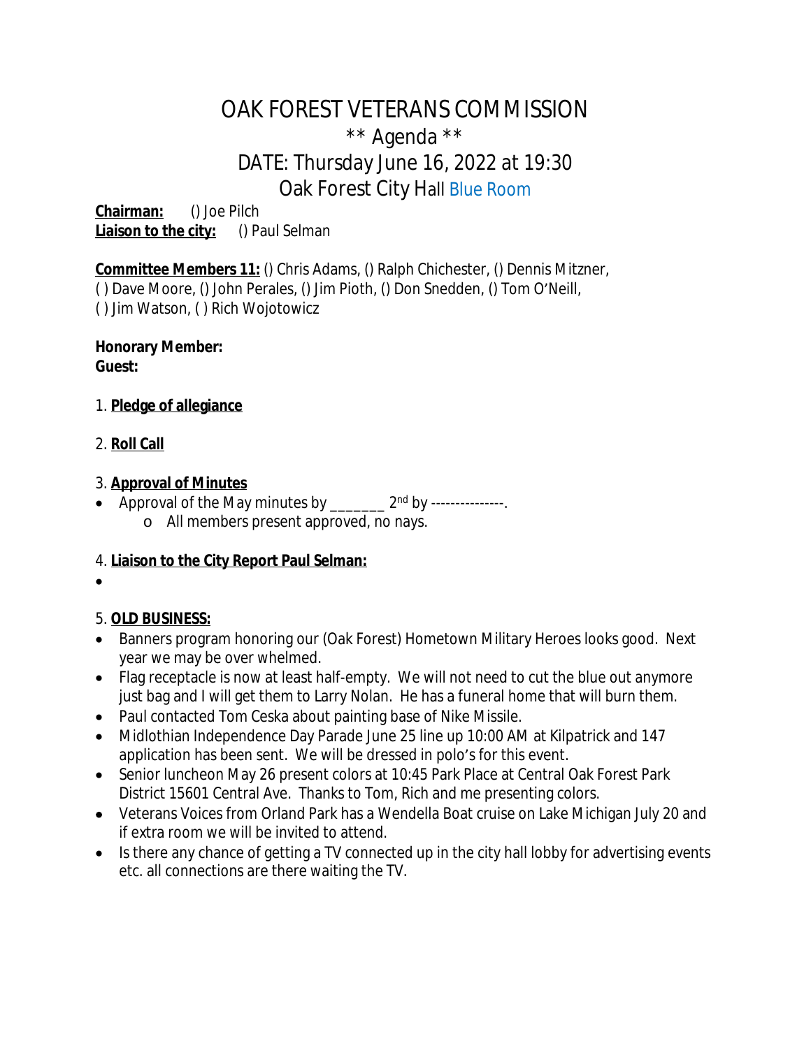# OAK FOREST VETERANS COMMISSION

## ** Agenda **

## DATE: Thursday June 16, 2022 at 19:30

## Oak Forest City Hall Blue Room

**Chairman:** () Joe Pilch
**Liaison to the city:** () Paul Selman

**Committee Members 11:** () Chris Adams, () Ralph Chichester, () Dennis Mitzner, ( ) Dave Moore, () John Perales, () Jim Pioth, () Don Snedden, () Tom O'Neill, ( ) Jim Watson, ( ) Rich Wojotowicz

**Honorary Member:**
**Guest:**

1. **Pledge of allegiance**

2. **Roll Call**

3. **Approval of Minutes**

- Approval of the May minutes by _______ 2nd by ---------------.
  - All members present approved, no nays.

4. **Liaison to the City Report Paul Selman:**

- 

5. **OLD BUSINESS:**

- Banners program honoring our (Oak Forest) Hometown Military Heroes looks good. Next year we may be over whelmed.
- Flag receptacle is now at least half-empty. We will not need to cut the blue out anymore just bag and I will get them to Larry Nolan. He has a funeral home that will burn them.
- Paul contacted Tom Ceska about painting base of Nike Missile.
- Midlothian Independence Day Parade June 25 line up 10:00 AM at Kilpatrick and 147 application has been sent. We will be dressed in polo's for this event.
- Senior luncheon May 26 present colors at 10:45 Park Place at Central Oak Forest Park District 15601 Central Ave. Thanks to Tom, Rich and me presenting colors.
- Veterans Voices from Orland Park has a Wendella Boat cruise on Lake Michigan July 20 and if extra room we will be invited to attend.
- Is there any chance of getting a TV connected up in the city hall lobby for advertising events etc. all connections are there waiting the TV.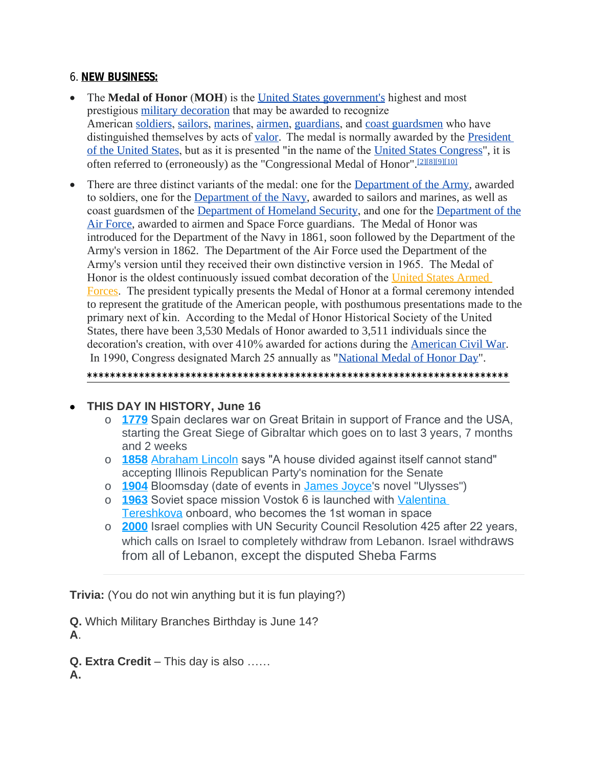6. **NEW BUSINESS:**

- The **Medal of Honor** (**MOH**) is the United States government's highest and most prestigious military decoration that may be awarded to recognize American soldiers, sailors, marines, airmen, guardians, and coast guardsmen who have distinguished themselves by acts of valor. The medal is normally awarded by the President of the United States, but as it is presented "in the name of the United States Congress", it is often referred to (erroneously) as the "Congressional Medal of Honor".[2][8][9][10]
- There are three distinct variants of the medal: one for the Department of the Army, awarded to soldiers, one for the Department of the Navy, awarded to sailors and marines, as well as coast guardsmen of the Department of Homeland Security, and one for the Department of the Air Force, awarded to airmen and Space Force guardians. The Medal of Honor was introduced for the Department of the Navy in 1861, soon followed by the Department of the Army's version in 1862. The Department of the Air Force used the Department of the Army's version until they received their own distinctive version in 1965. The Medal of Honor is the oldest continuously issued combat decoration of the United States Armed Forces. The president typically presents the Medal of Honor at a formal ceremony intended to represent the gratitude of the American people, with posthumous presentations made to the primary next of kin. According to the Medal of Honor Historical Society of the United States, there have been 3,530 Medals of Honor awarded to 3,511 individuals since the decoration's creation, with over 410% awarded for actions during the American Civil War. In 1990, Congress designated March 25 annually as "National Medal of Honor Day".

*****************************************************************************

- **THIS DAY IN HISTORY, June 16**
  - **1779** Spain declares war on Great Britain in support of France and the USA, starting the Great Siege of Gibraltar which goes on to last 3 years, 7 months and 2 weeks
  - **1858** Abraham Lincoln says "A house divided against itself cannot stand" accepting Illinois Republican Party's nomination for the Senate
  - **1904** Bloomsday (date of events in James Joyce's novel "Ulysses")
  - **1963** Soviet space mission Vostok 6 is launched with Valentina Tereshkova onboard, who becomes the 1st woman in space
  - **2000** Israel complies with UN Security Council Resolution 425 after 22 years, which calls on Israel to completely withdraw from Lebanon. Israel withdraws from all of Lebanon, except the disputed Sheba Farms

---

**Trivia:** (You do not win anything but it is fun playing?)

**Q.** Which Military Branches Birthday is June 14?
**A**.

**Q. Extra Credit** – This day is also ……
**A.**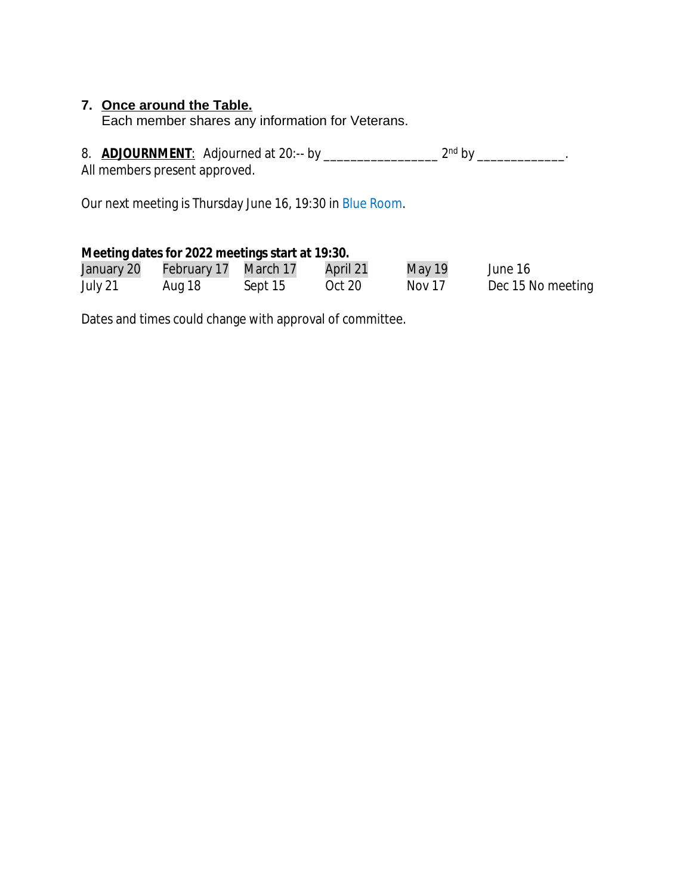7. **Once around the Table.**
   Each member shares any information for Veterans.

8. **ADJOURNMENT**: Adjourned at 20:-- by ________________ 2nd by ____________.
All members present approved.

Our next meeting is Thursday June 16, 19:30 in Blue Room.

**Meeting dates for 2022 meetings start at 19:30.**

| | | | | | |
|---|---|---|---|---|---|
| January 20 | February 17 | March 17 | April 21 | May 19 | June 16 |
| July 21 | Aug 18 | Sept 15 | Oct 20 | Nov 17 | Dec 15 No meeting |

Dates and times could change with approval of committee.